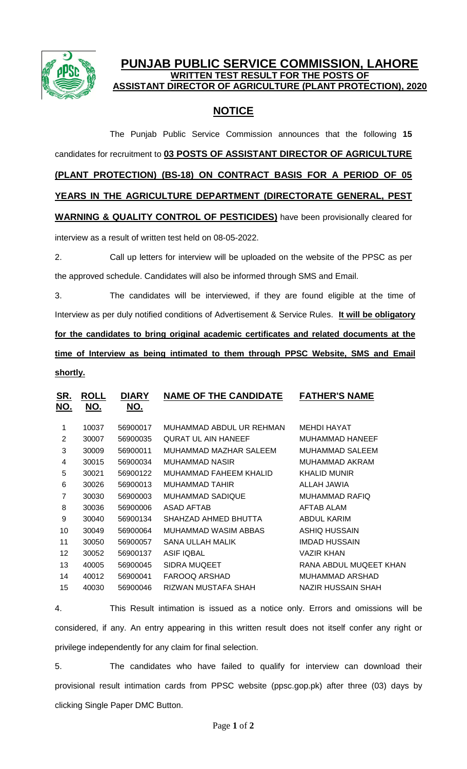# PUNJAB PUBLIC SERVICE COMMISSION, LAHORE

## WRITTEN TEST RESULT FOR THE POSTS OF ASSISTANT DIRECTOR OF AGRICULTURE (PLANT PROTECTION), 2020

## NOTICE

The Punjab Public Service Commission announces that the following **15** candidates for recruitment to **03 POSTS OF ASSISTANT DIRECTOR OF AGRICULTURE (PLANT PROTECTION) (BS-18) ON CONTRACT BASIS FOR A PERIOD OF 05 YEARS IN THE AGRICULTURE DEPARTMENT (DIRECTORATE GENERAL, PEST WARNING & QUALITY CONTROL OF PESTICIDES)** have been provisionally cleared for interview as a result of written test held on 08-05-2022.

2. Call up letters for interview will be uploaded on the website of the PPSC as per the approved schedule. Candidates will also be informed through SMS and Email.

3. The candidates will be interviewed, if they are found eligible at the time of Interview as per duly notified conditions of Advertisement & Service Rules. **It will be obligatory for the candidates to bring original academic certificates and related documents at the time of Interview as being intimated to them through PPSC Website, SMS and Email shortly.**

| SR. NO. | ROLL NO. | DIARY NO. | NAME OF THE CANDIDATE | FATHER'S NAME |
|---|---|---|---|---|
| 1 | 10037 | 56900017 | MUHAMMAD ABDUL UR REHMAN | MEHDI HAYAT |
| 2 | 30007 | 56900035 | QURAT UL AIN HANEEF | MUHAMMAD HANEEF |
| 3 | 30009 | 56900011 | MUHAMMAD MAZHAR SALEEM | MUHAMMAD SALEEM |
| 4 | 30015 | 56900034 | MUHAMMAD NASIR | MUHAMMAD AKRAM |
| 5 | 30021 | 56900122 | MUHAMMAD FAHEEM KHALID | KHALID MUNIR |
| 6 | 30026 | 56900013 | MUHAMMAD TAHIR | ALLAH JAWIA |
| 7 | 30030 | 56900003 | MUHAMMAD SADIQUE | MUHAMMAD RAFIQ |
| 8 | 30036 | 56900006 | ASAD AFTAB | AFTAB ALAM |
| 9 | 30040 | 56900134 | SHAHZAD AHMED BHUTTA | ABDUL KARIM |
| 10 | 30049 | 56900064 | MUHAMMAD WASIM ABBAS | ASHIQ HUSSAIN |
| 11 | 30050 | 56900057 | SANA ULLAH MALIK | IMDAD HUSSAIN |
| 12 | 30052 | 56900137 | ASIF IQBAL | VAZIR KHAN |
| 13 | 40005 | 56900045 | SIDRA MUQEET | RANA ABDUL MUQEET KHAN |
| 14 | 40012 | 56900041 | FAROOQ ARSHAD | MUHAMMAD ARSHAD |
| 15 | 40030 | 56900046 | RIZWAN MUSTAFA SHAH | NAZIR HUSSAIN SHAH |

4. This Result intimation is issued as a notice only. Errors and omissions will be considered, if any. An entry appearing in this written result does not itself confer any right or privilege independently for any claim for final selection.

5. The candidates who have failed to qualify for interview can download their provisional result intimation cards from PPSC website (ppsc.gop.pk) after three (03) days by clicking Single Paper DMC Button.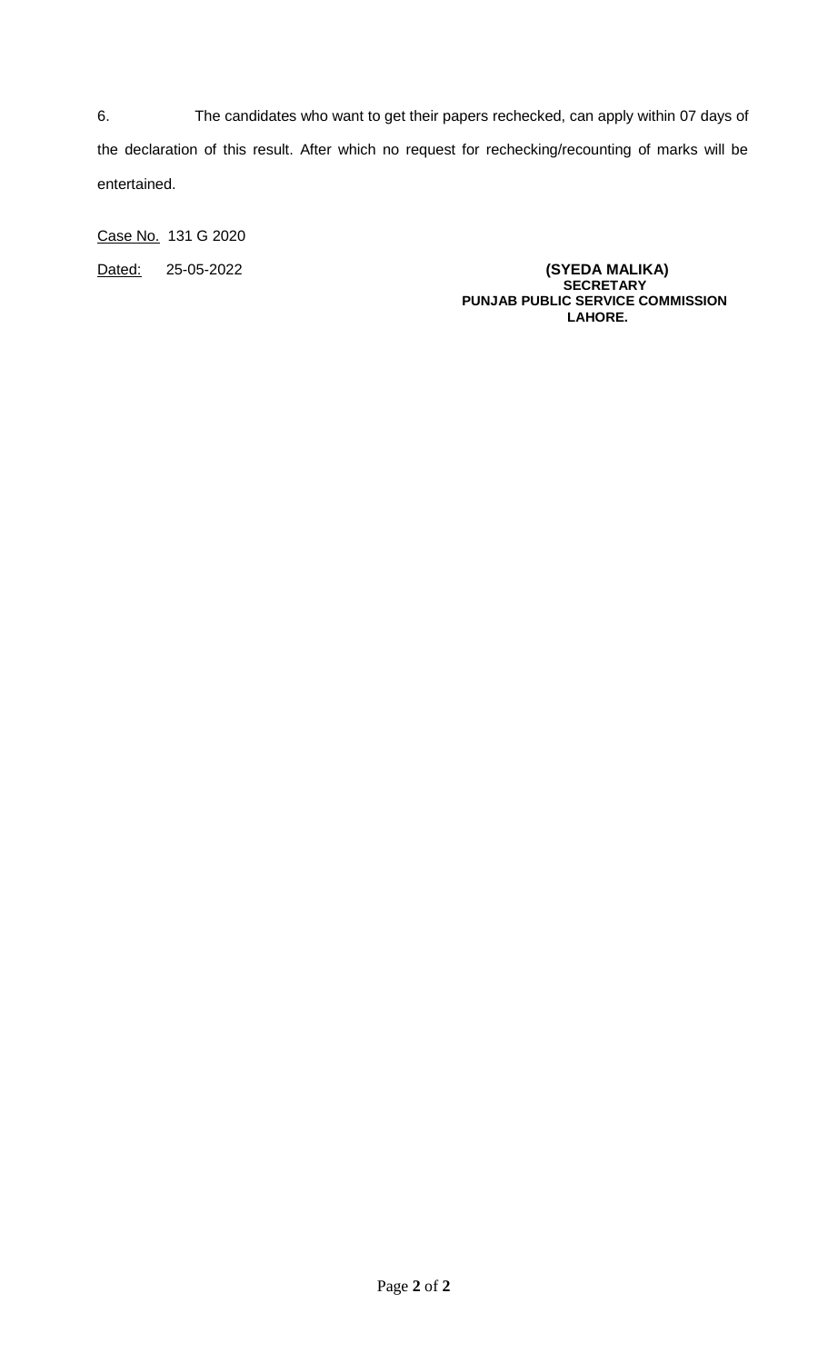6. The candidates who want to get their papers rechecked, can apply within 07 days of the declaration of this result. After which no request for rechecking/recounting of marks will be entertained.

Case No. 131 G 2020

Dated: 25-05-2022

**(SYEDA MALIKA)**
**SECRETARY**
**PUNJAB PUBLIC SERVICE COMMISSION**
**LAHORE.**